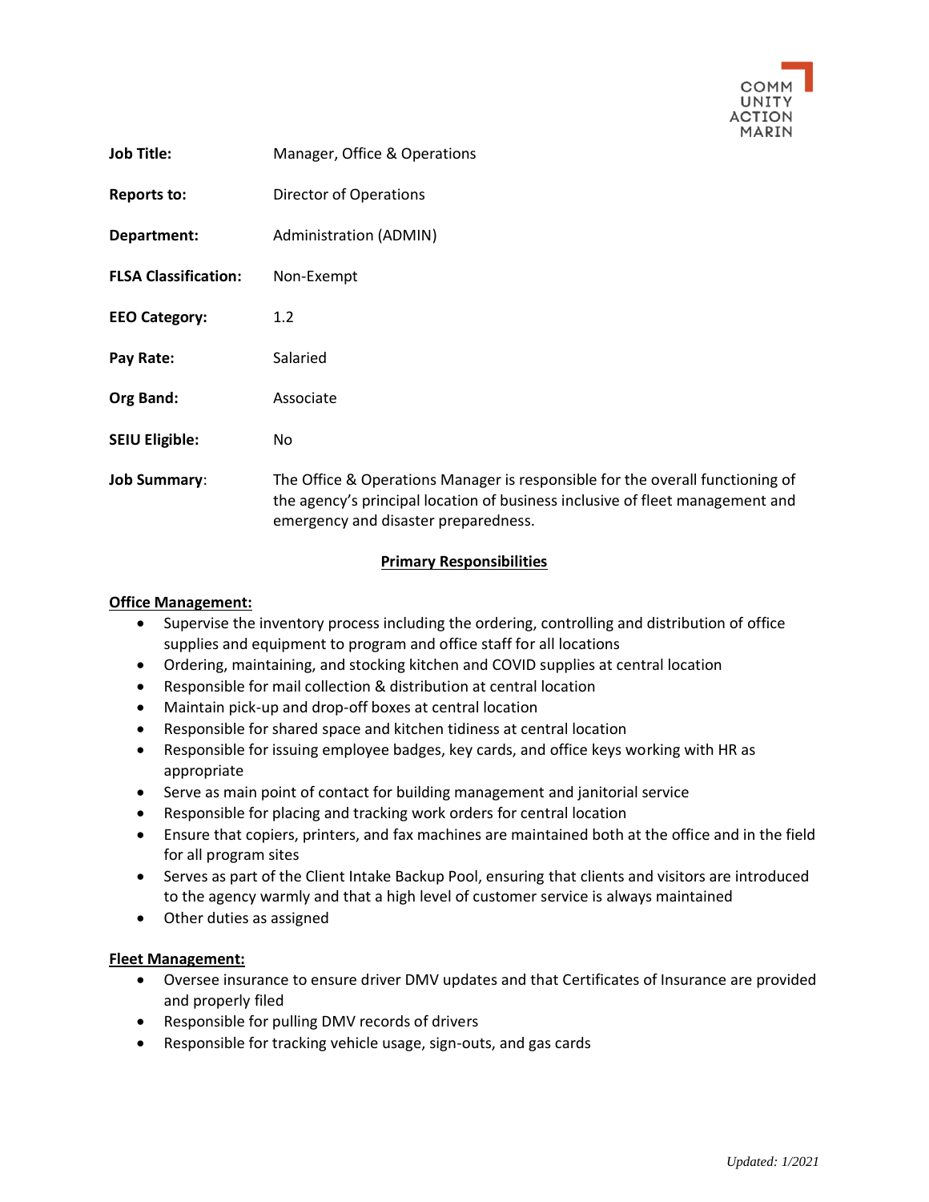COMM
UNITY
ACTION
MARIN

| | |
|---|---|
| **Job Title:** | Manager, Office & Operations |
| **Reports to:** | Director of Operations |
| **Department:** | Administration (ADMIN) |
| **FLSA Classification:** | Non-Exempt |
| **EEO Category:** | 1.2 |
| **Pay Rate:** | Salaried |
| **Org Band:** | Associate |
| **SEIU Eligible:** | No |
| **Job Summary**: | The Office & Operations Manager is responsible for the overall functioning of the agency's principal location of business inclusive of fleet management and emergency and disaster preparedness. |

## Primary Responsibilities

### Office Management:

- Supervise the inventory process including the ordering, controlling and distribution of office supplies and equipment to program and office staff for all locations
- Ordering, maintaining, and stocking kitchen and COVID supplies at central location
- Responsible for mail collection & distribution at central location
- Maintain pick-up and drop-off boxes at central location
- Responsible for shared space and kitchen tidiness at central location
- Responsible for issuing employee badges, key cards, and office keys working with HR as appropriate
- Serve as main point of contact for building management and janitorial service
- Responsible for placing and tracking work orders for central location
- Ensure that copiers, printers, and fax machines are maintained both at the office and in the field for all program sites
- Serves as part of the Client Intake Backup Pool, ensuring that clients and visitors are introduced to the agency warmly and that a high level of customer service is always maintained
- Other duties as assigned

### Fleet Management:

- Oversee insurance to ensure driver DMV updates and that Certificates of Insurance are provided and properly filed
- Responsible for pulling DMV records of drivers
- Responsible for tracking vehicle usage, sign-outs, and gas cards

*Updated: 1/2021*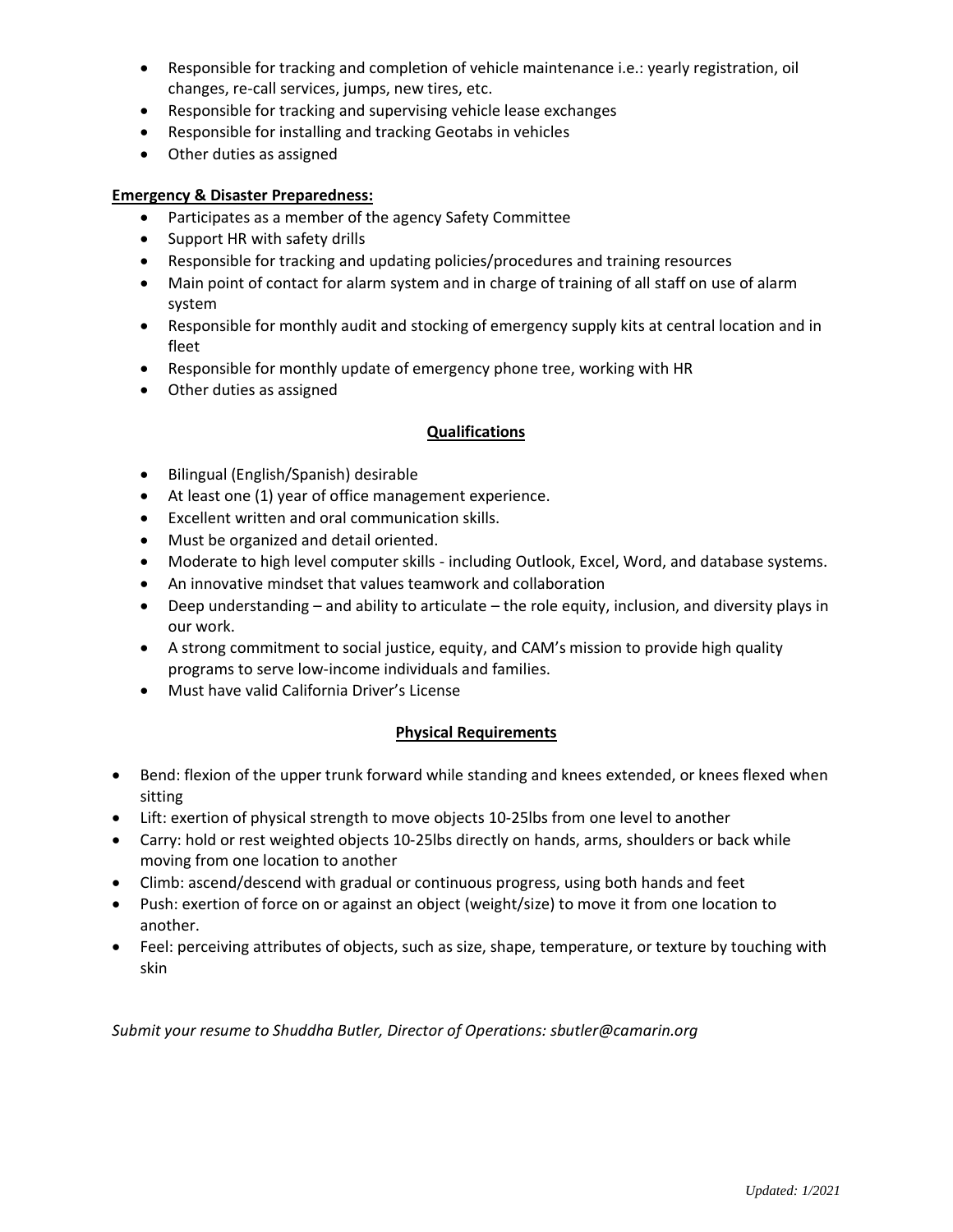- Responsible for tracking and completion of vehicle maintenance i.e.: yearly registration, oil changes, re-call services, jumps, new tires, etc.
- Responsible for tracking and supervising vehicle lease exchanges
- Responsible for installing and tracking Geotabs in vehicles
- Other duties as assigned

**Emergency & Disaster Preparedness:**

- Participates as a member of the agency Safety Committee
- Support HR with safety drills
- Responsible for tracking and updating policies/procedures and training resources
- Main point of contact for alarm system and in charge of training of all staff on use of alarm system
- Responsible for monthly audit and stocking of emergency supply kits at central location and in fleet
- Responsible for monthly update of emergency phone tree, working with HR
- Other duties as assigned

## Qualifications

- Bilingual (English/Spanish) desirable
- At least one (1) year of office management experience.
- Excellent written and oral communication skills.
- Must be organized and detail oriented.
- Moderate to high level computer skills - including Outlook, Excel, Word, and database systems.
- An innovative mindset that values teamwork and collaboration
- Deep understanding – and ability to articulate – the role equity, inclusion, and diversity plays in our work.
- A strong commitment to social justice, equity, and CAM's mission to provide high quality programs to serve low-income individuals and families.
- Must have valid California Driver's License

## Physical Requirements

- Bend: flexion of the upper trunk forward while standing and knees extended, or knees flexed when sitting
- Lift: exertion of physical strength to move objects 10-25lbs from one level to another
- Carry: hold or rest weighted objects 10-25lbs directly on hands, arms, shoulders or back while moving from one location to another
- Climb: ascend/descend with gradual or continuous progress, using both hands and feet
- Push: exertion of force on or against an object (weight/size) to move it from one location to another.
- Feel: perceiving attributes of objects, such as size, shape, temperature, or texture by touching with skin

*Submit your resume to Shuddha Butler, Director of Operations: sbutler@camarin.org*

*Updated: 1/2021*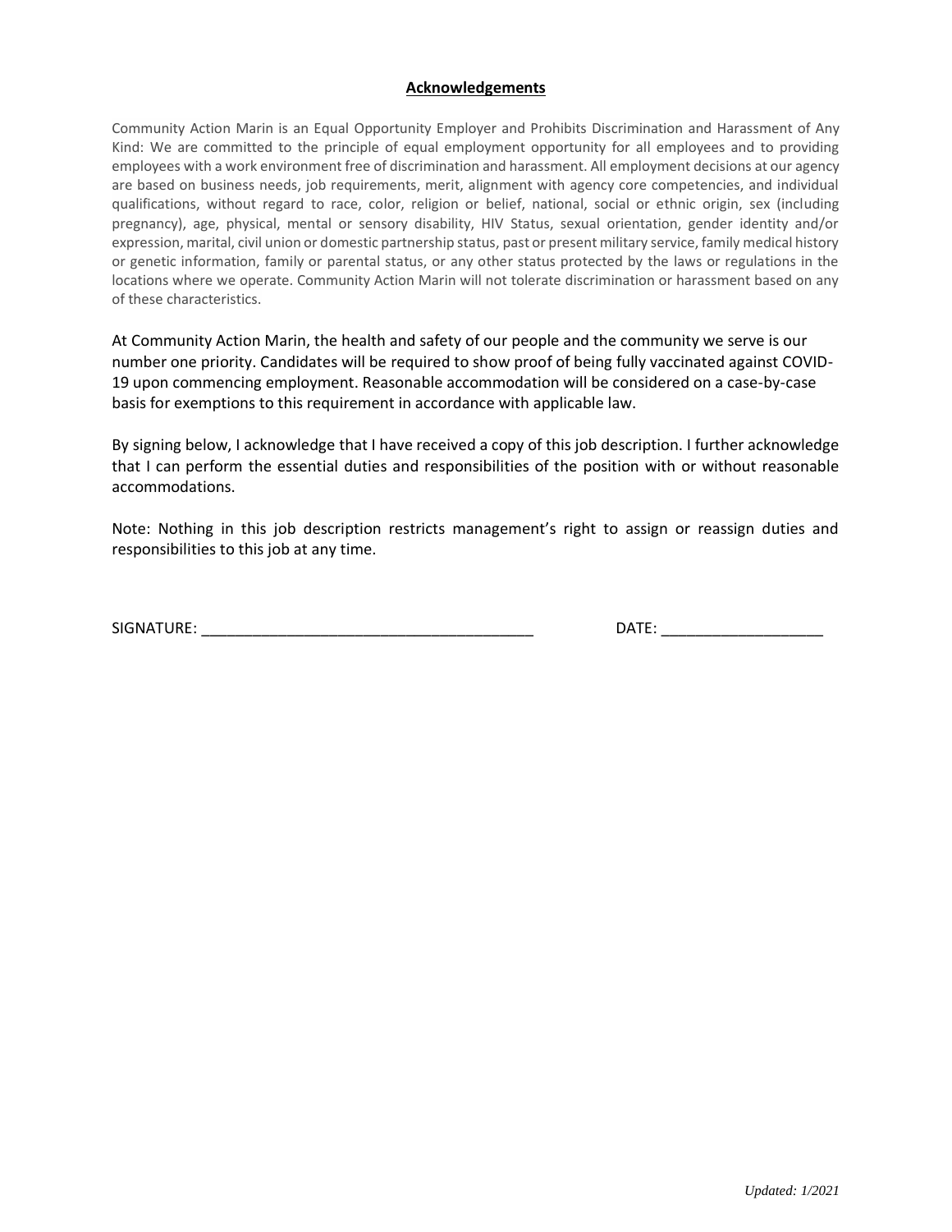## **Acknowledgements**

Community Action Marin is an Equal Opportunity Employer and Prohibits Discrimination and Harassment of Any Kind: We are committed to the principle of equal employment opportunity for all employees and to providing employees with a work environment free of discrimination and harassment. All employment decisions at our agency are based on business needs, job requirements, merit, alignment with agency core competencies, and individual qualifications, without regard to race, color, religion or belief, national, social or ethnic origin, sex (including pregnancy), age, physical, mental or sensory disability, HIV Status, sexual orientation, gender identity and/or expression, marital, civil union or domestic partnership status, past or present military service, family medical history or genetic information, family or parental status, or any other status protected by the laws or regulations in the locations where we operate. Community Action Marin will not tolerate discrimination or harassment based on any of these characteristics.

At Community Action Marin, the health and safety of our people and the community we serve is our number one priority. Candidates will be required to show proof of being fully vaccinated against COVID-19 upon commencing employment. Reasonable accommodation will be considered on a case-by-case basis for exemptions to this requirement in accordance with applicable law.

By signing below, I acknowledge that I have received a copy of this job description. I further acknowledge that I can perform the essential duties and responsibilities of the position with or without reasonable accommodations.

Note: Nothing in this job description restricts management's right to assign or reassign duties and responsibilities to this job at any time.

SIGNATURE: _______________________________________ DATE: ___________________

*Updated: 1/2021*